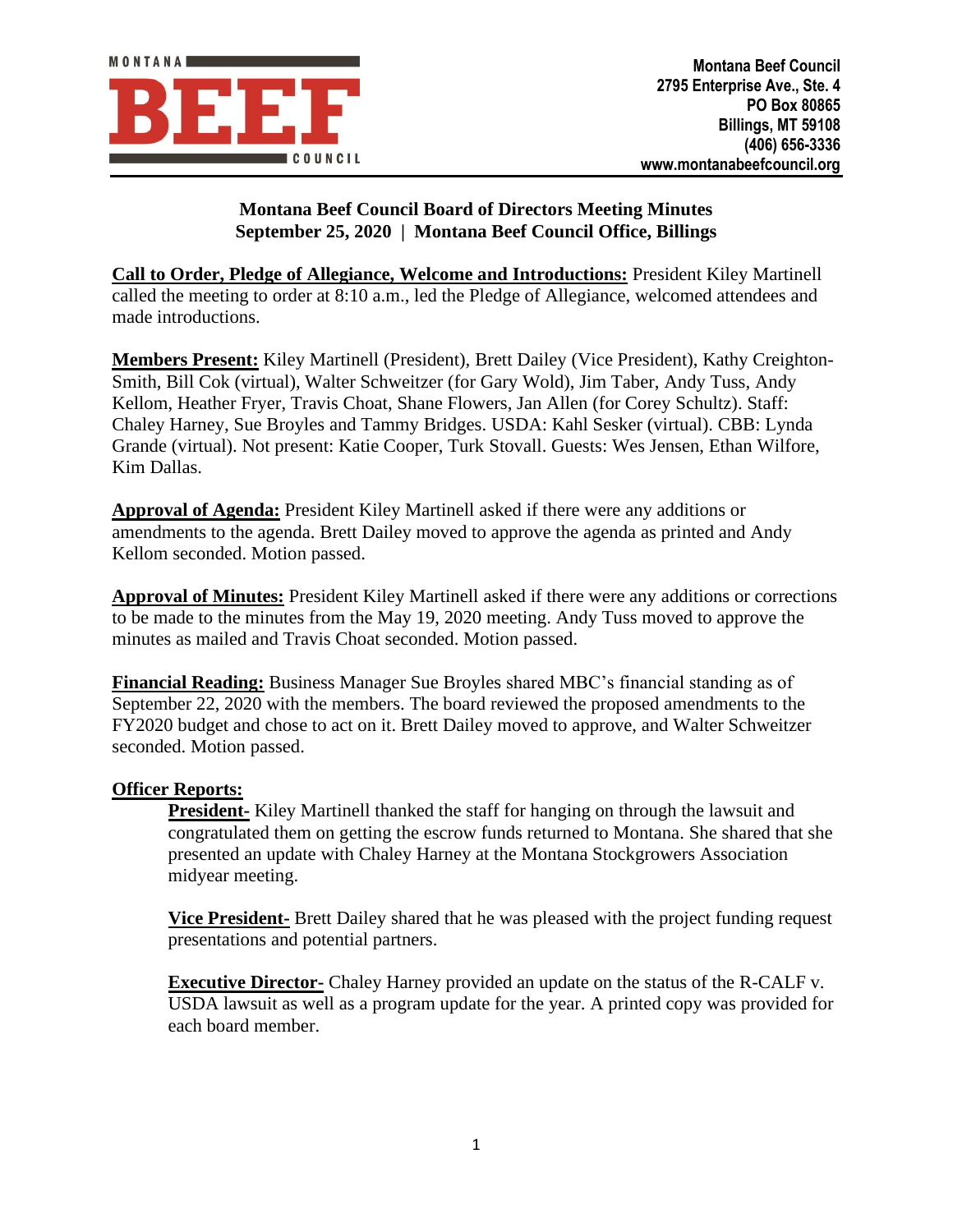MONTANA BEEF COUNCIL

**Montana Beef Council**
**2795 Enterprise Ave., Ste. 4**
**PO Box 80865**
**Billings, MT 59108**
**(406) 656-3336**
**www.montanabeefcouncil.org**

# Montana Beef Council Board of Directors Meeting Minutes
## September 25, 2020 | Montana Beef Council Office, Billings

**Call to Order, Pledge of Allegiance, Welcome and Introductions:** President Kiley Martinell called the meeting to order at 8:10 a.m., led the Pledge of Allegiance, welcomed attendees and made introductions.

**Members Present:** Kiley Martinell (President), Brett Dailey (Vice President), Kathy Creighton-Smith, Bill Cok (virtual), Walter Schweitzer (for Gary Wold), Jim Taber, Andy Tuss, Andy Kellom, Heather Fryer, Travis Choat, Shane Flowers, Jan Allen (for Corey Schultz). Staff: Chaley Harney, Sue Broyles and Tammy Bridges. USDA: Kahl Sesker (virtual). CBB: Lynda Grande (virtual). Not present: Katie Cooper, Turk Stovall. Guests: Wes Jensen, Ethan Wilfore, Kim Dallas.

**Approval of Agenda:** President Kiley Martinell asked if there were any additions or amendments to the agenda. Brett Dailey moved to approve the agenda as printed and Andy Kellom seconded. Motion passed.

**Approval of Minutes:** President Kiley Martinell asked if there were any additions or corrections to be made to the minutes from the May 19, 2020 meeting. Andy Tuss moved to approve the minutes as mailed and Travis Choat seconded. Motion passed.

**Financial Reading:** Business Manager Sue Broyles shared MBC's financial standing as of September 22, 2020 with the members. The board reviewed the proposed amendments to the FY2020 budget and chose to act on it. Brett Dailey moved to approve, and Walter Schweitzer seconded. Motion passed.

**Officer Reports:**

> **President-** Kiley Martinell thanked the staff for hanging on through the lawsuit and congratulated them on getting the escrow funds returned to Montana. She shared that she presented an update with Chaley Harney at the Montana Stockgrowers Association midyear meeting.
>
> **Vice President-** Brett Dailey shared that he was pleased with the project funding request presentations and potential partners.
>
> **Executive Director-** Chaley Harney provided an update on the status of the R-CALF v. USDA lawsuit as well as a program update for the year. A printed copy was provided for each board member.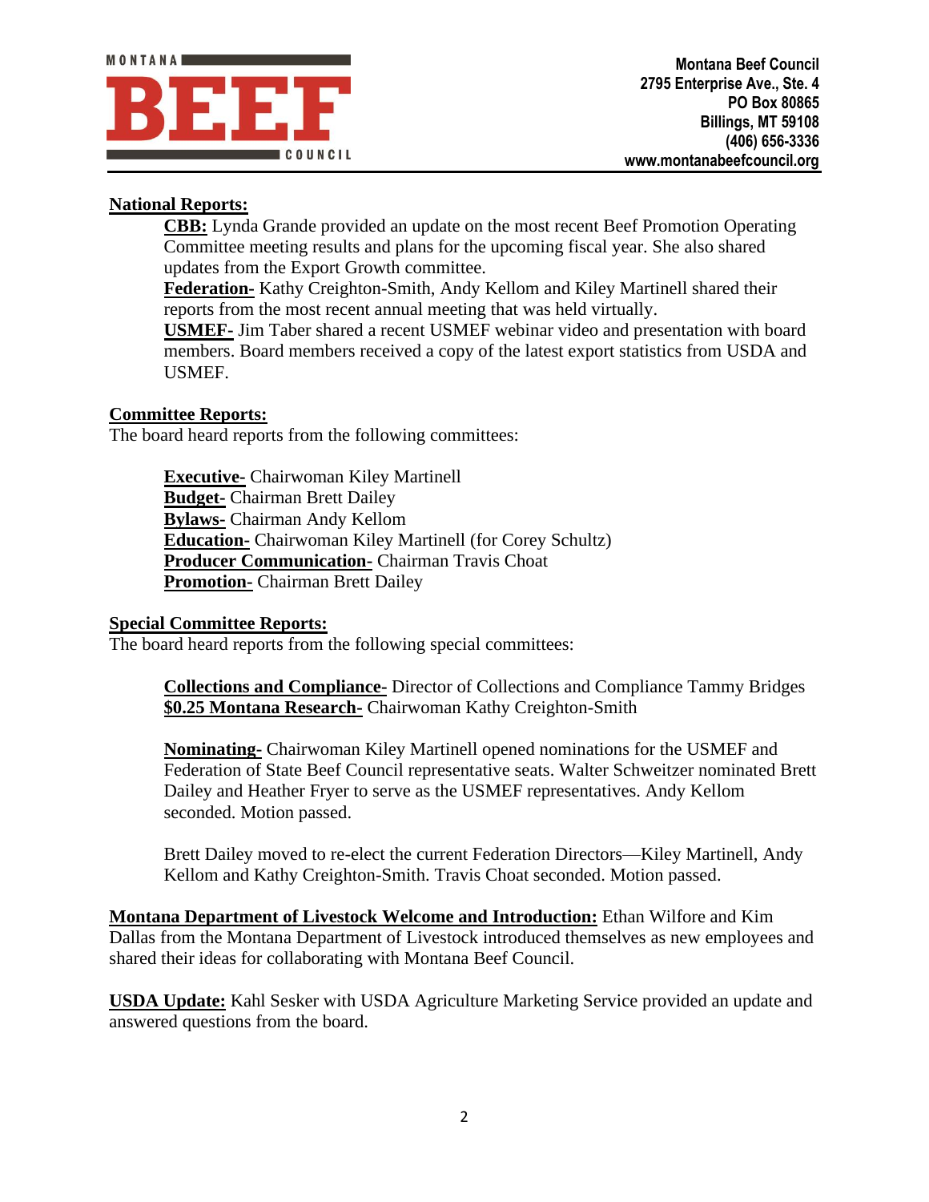**National Reports:**

**CBB:** Lynda Grande provided an update on the most recent Beef Promotion Operating Committee meeting results and plans for the upcoming fiscal year. She also shared updates from the Export Growth committee.

**Federation-** Kathy Creighton-Smith, Andy Kellom and Kiley Martinell shared their reports from the most recent annual meeting that was held virtually.

**USMEF-** Jim Taber shared a recent USMEF webinar video and presentation with board members. Board members received a copy of the latest export statistics from USDA and USMEF.

**Committee Reports:**

The board heard reports from the following committees:

**Executive-** Chairwoman Kiley Martinell
**Budget-** Chairman Brett Dailey
**Bylaws-** Chairman Andy Kellom
**Education-** Chairwoman Kiley Martinell (for Corey Schultz)
**Producer Communication-** Chairman Travis Choat
**Promotion-** Chairman Brett Dailey

**Special Committee Reports:**

The board heard reports from the following special committees:

**Collections and Compliance-** Director of Collections and Compliance Tammy Bridges
**$0.25 Montana Research-** Chairwoman Kathy Creighton-Smith

**Nominating-** Chairwoman Kiley Martinell opened nominations for the USMEF and Federation of State Beef Council representative seats. Walter Schweitzer nominated Brett Dailey and Heather Fryer to serve as the USMEF representatives. Andy Kellom seconded. Motion passed.

Brett Dailey moved to re-elect the current Federation Directors—Kiley Martinell, Andy Kellom and Kathy Creighton-Smith. Travis Choat seconded. Motion passed.

**Montana Department of Livestock Welcome and Introduction:** Ethan Wilfore and Kim Dallas from the Montana Department of Livestock introduced themselves as new employees and shared their ideas for collaborating with Montana Beef Council.

**USDA Update:** Kahl Sesker with USDA Agriculture Marketing Service provided an update and answered questions from the board.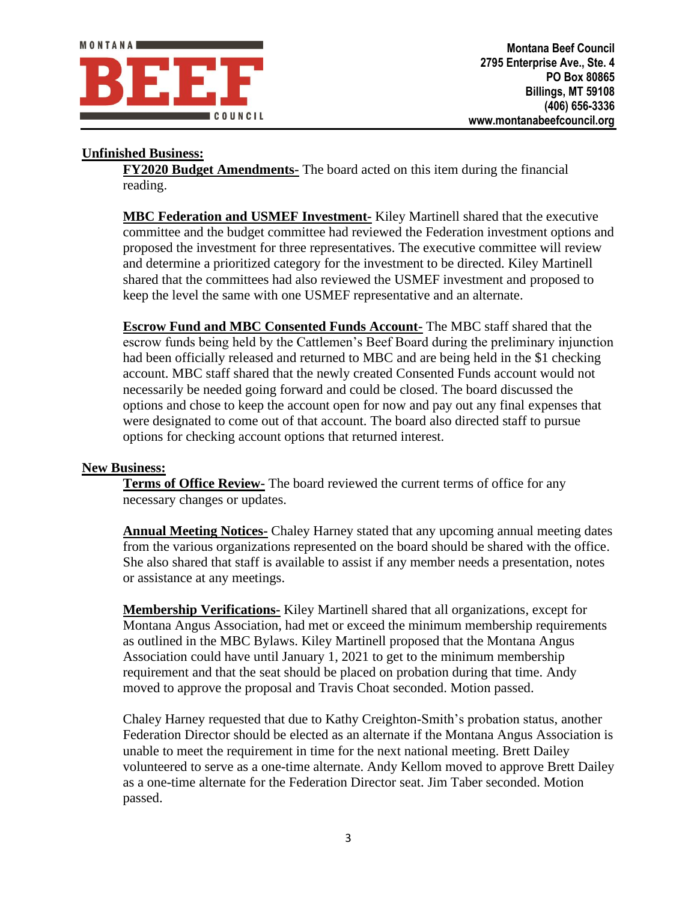**Unfinished Business:**

**FY2020 Budget Amendments-** The board acted on this item during the financial reading.

**MBC Federation and USMEF Investment-** Kiley Martinell shared that the executive committee and the budget committee had reviewed the Federation investment options and proposed the investment for three representatives. The executive committee will review and determine a prioritized category for the investment to be directed. Kiley Martinell shared that the committees had also reviewed the USMEF investment and proposed to keep the level the same with one USMEF representative and an alternate.

**Escrow Fund and MBC Consented Funds Account-** The MBC staff shared that the escrow funds being held by the Cattlemen's Beef Board during the preliminary injunction had been officially released and returned to MBC and are being held in the $1 checking account. MBC staff shared that the newly created Consented Funds account would not necessarily be needed going forward and could be closed. The board discussed the options and chose to keep the account open for now and pay out any final expenses that were designated to come out of that account. The board also directed staff to pursue options for checking account options that returned interest.

**New Business:**

**Terms of Office Review-** The board reviewed the current terms of office for any necessary changes or updates.

**Annual Meeting Notices-** Chaley Harney stated that any upcoming annual meeting dates from the various organizations represented on the board should be shared with the office. She also shared that staff is available to assist if any member needs a presentation, notes or assistance at any meetings.

**Membership Verifications-** Kiley Martinell shared that all organizations, except for Montana Angus Association, had met or exceed the minimum membership requirements as outlined in the MBC Bylaws. Kiley Martinell proposed that the Montana Angus Association could have until January 1, 2021 to get to the minimum membership requirement and that the seat should be placed on probation during that time. Andy moved to approve the proposal and Travis Choat seconded. Motion passed.

Chaley Harney requested that due to Kathy Creighton-Smith's probation status, another Federation Director should be elected as an alternate if the Montana Angus Association is unable to meet the requirement in time for the next national meeting. Brett Dailey volunteered to serve as a one-time alternate. Andy Kellom moved to approve Brett Dailey as a one-time alternate for the Federation Director seat. Jim Taber seconded. Motion passed.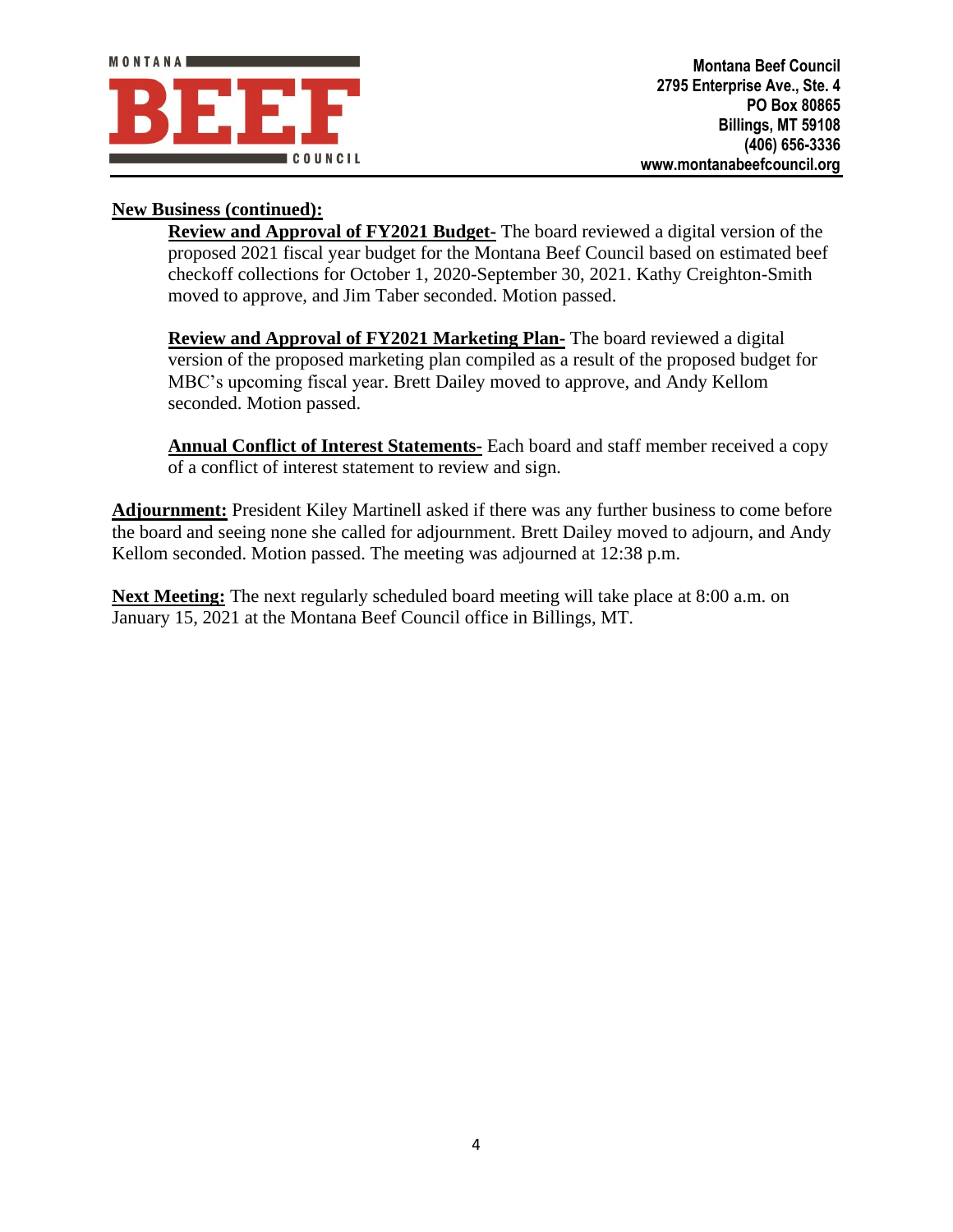**Montana Beef Council**
**2795 Enterprise Ave., Ste. 4**
**PO Box 80865**
**Billings, MT 59108**
**(406) 656-3336**
**www.montanabeefcouncil.org**

**New Business (continued):**

**Review and Approval of FY2021 Budget-** The board reviewed a digital version of the proposed 2021 fiscal year budget for the Montana Beef Council based on estimated beef checkoff collections for October 1, 2020-September 30, 2021. Kathy Creighton-Smith moved to approve, and Jim Taber seconded. Motion passed.

**Review and Approval of FY2021 Marketing Plan-** The board reviewed a digital version of the proposed marketing plan compiled as a result of the proposed budget for MBC's upcoming fiscal year. Brett Dailey moved to approve, and Andy Kellom seconded. Motion passed.

**Annual Conflict of Interest Statements-** Each board and staff member received a copy of a conflict of interest statement to review and sign.

**Adjournment:** President Kiley Martinell asked if there was any further business to come before the board and seeing none she called for adjournment. Brett Dailey moved to adjourn, and Andy Kellom seconded. Motion passed. The meeting was adjourned at 12:38 p.m.

**Next Meeting:** The next regularly scheduled board meeting will take place at 8:00 a.m. on January 15, 2021 at the Montana Beef Council office in Billings, MT.